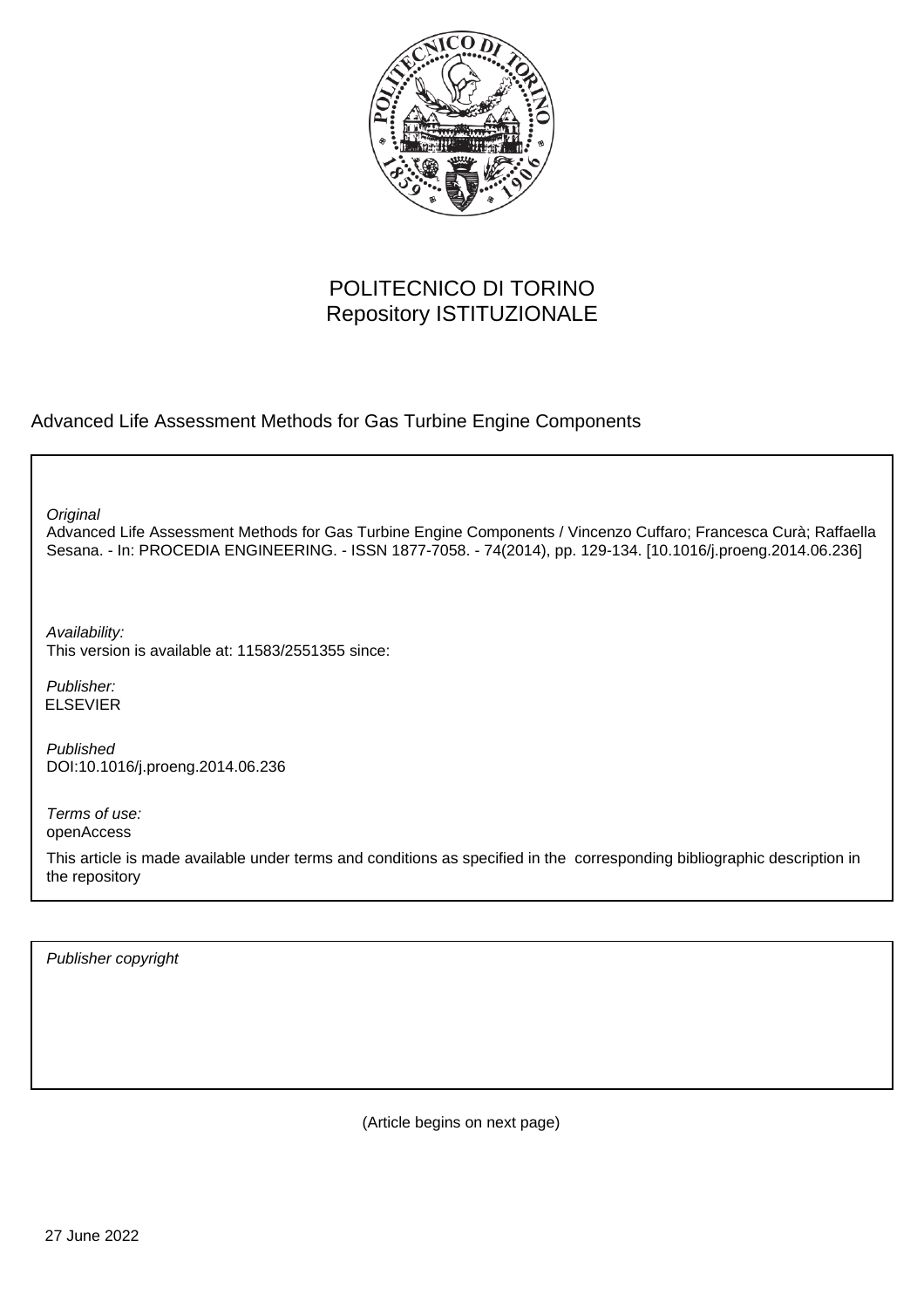POLITECNICO DI TORINO
Repository ISTITUZIONALE

Advanced Life Assessment Methods for Gas Turbine Engine Components

*Original*
Advanced Life Assessment Methods for Gas Turbine Engine Components / Vincenzo Cuffaro; Francesca Curà; Raffaella Sesana. - In: PROCEDIA ENGINEERING. - ISSN 1877-7058. - 74(2014), pp. 129-134. [10.1016/j.proeng.2014.06.236]

*Availability:*
This version is available at: 11583/2551355 since:

*Publisher:*
ELSEVIER

*Published*
DOI:10.1016/j.proeng.2014.06.236

*Terms of use:*
openAccess

This article is made available under terms and conditions as specified in the corresponding bibliographic description in the repository

*Publisher copyright*

(Article begins on next page)

27 June 2022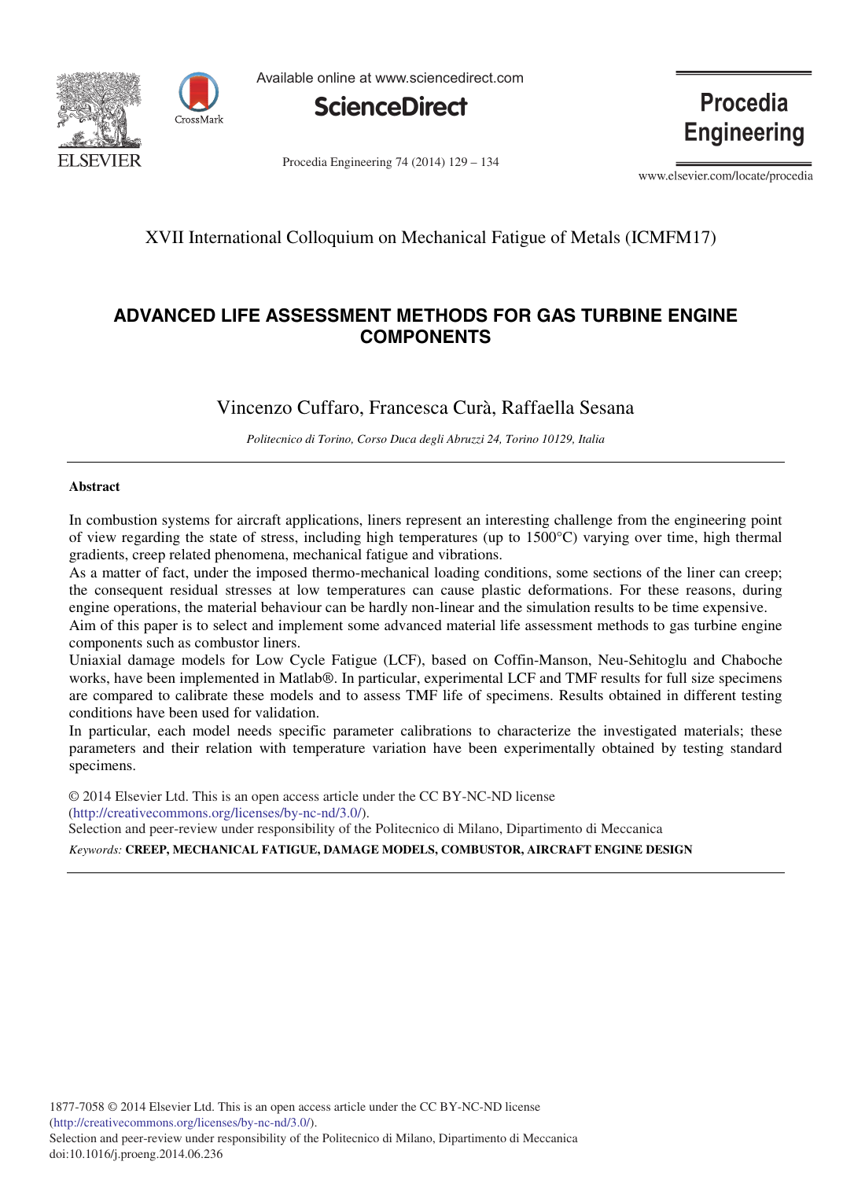XVII International Colloquium on Mechanical Fatigue of Metals (ICMFM17)

# ADVANCED LIFE ASSESSMENT METHODS FOR GAS TURBINE ENGINE COMPONENTS

Vincenzo Cuffaro, Francesca Curà, Raffaella Sesana

*Politecnico di Torino, Corso Duca degli Abruzzi 24, Torino 10129, Italia*

---

## Abstract

In combustion systems for aircraft applications, liners represent an interesting challenge from the engineering point of view regarding the state of stress, including high temperatures (up to 1500°C) varying over time, high thermal gradients, creep related phenomena, mechanical fatigue and vibrations.

As a matter of fact, under the imposed thermo-mechanical loading conditions, some sections of the liner can creep; the consequent residual stresses at low temperatures can cause plastic deformations. For these reasons, during engine operations, the material behaviour can be hardly non-linear and the simulation results to be time expensive.

Aim of this paper is to select and implement some advanced material life assessment methods to gas turbine engine components such as combustor liners.

Uniaxial damage models for Low Cycle Fatigue (LCF), based on Coffin-Manson, Neu-Sehitoglu and Chaboche works, have been implemented in Matlab®. In particular, experimental LCF and TMF results for full size specimens are compared to calibrate these models and to assess TMF life of specimens. Results obtained in different testing conditions have been used for validation.

In particular, each model needs specific parameter calibrations to characterize the investigated materials; these parameters and their relation with temperature variation have been experimentally obtained by testing standard specimens.

© 2014 Elsevier Ltd. This is an open access article under the CC BY-NC-ND license (http://creativecommons.org/licenses/by-nc-nd/3.0/).
Selection and peer-review under responsibility of the Politecnico di Milano, Dipartimento di Meccanica

*Keywords:* **CREEP, MECHANICAL FATIGUE, DAMAGE MODELS, COMBUSTOR, AIRCRAFT ENGINE DESIGN**

---

1877-7058 © 2014 Elsevier Ltd. This is an open access article under the CC BY-NC-ND license (http://creativecommons.org/licenses/by-nc-nd/3.0/).
Selection and peer-review under responsibility of the Politecnico di Milano, Dipartimento di Meccanica
doi:10.1016/j.proeng.2014.06.236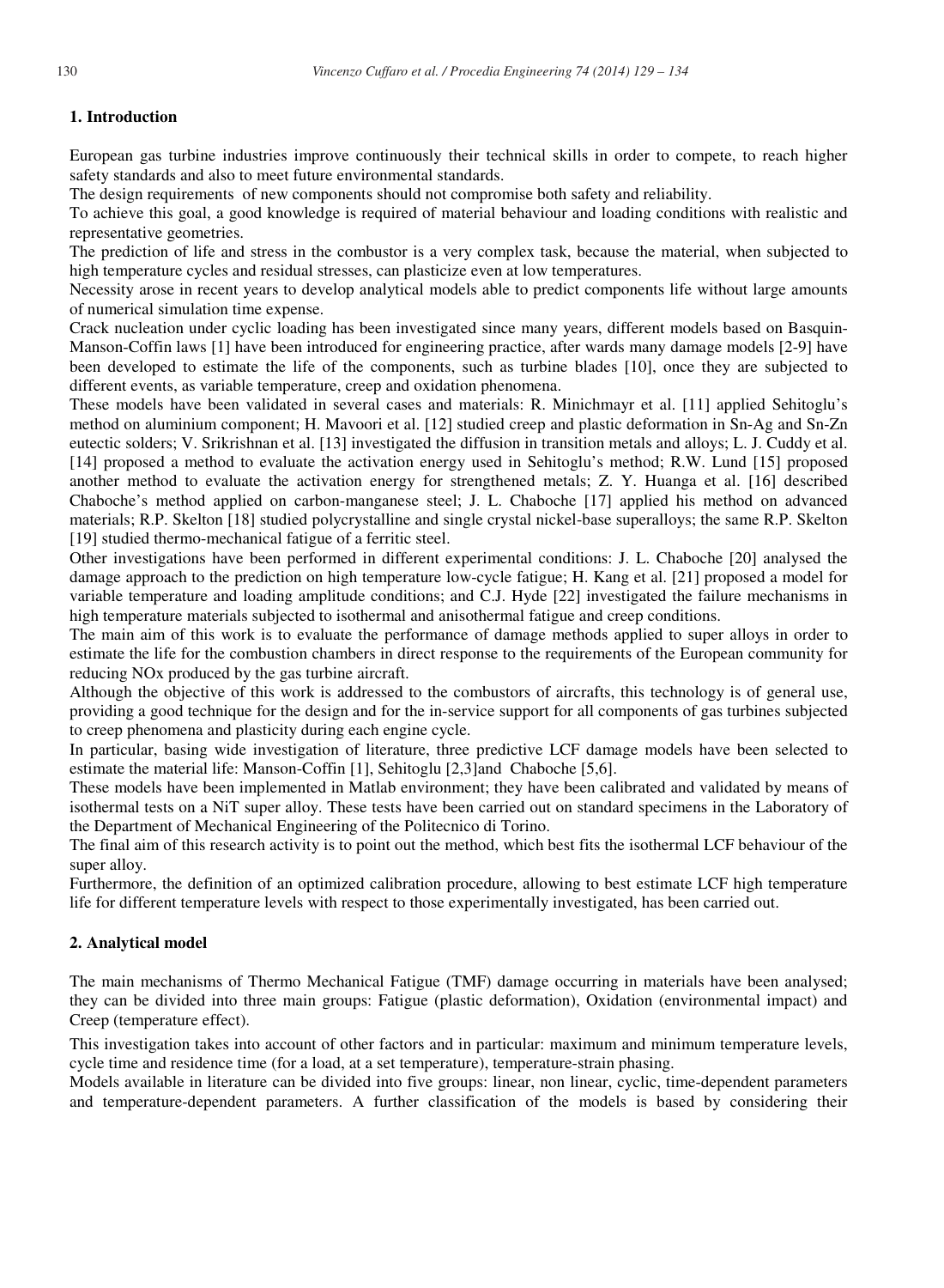## 1. Introduction

European gas turbine industries improve continuously their technical skills in order to compete, to reach higher safety standards and also to meet future environmental standards.

The design requirements of new components should not compromise both safety and reliability.

To achieve this goal, a good knowledge is required of material behaviour and loading conditions with realistic and representative geometries.

The prediction of life and stress in the combustor is a very complex task, because the material, when subjected to high temperature cycles and residual stresses, can plasticize even at low temperatures.

Necessity arose in recent years to develop analytical models able to predict components life without large amounts of numerical simulation time expense.

Crack nucleation under cyclic loading has been investigated since many years, different models based on Basquin-Manson-Coffin laws [1] have been introduced for engineering practice, after wards many damage models [2-9] have been developed to estimate the life of the components, such as turbine blades [10], once they are subjected to different events, as variable temperature, creep and oxidation phenomena.

These models have been validated in several cases and materials: R. Minichmayr et al. [11] applied Sehitoglu's method on aluminium component; H. Mavoori et al. [12] studied creep and plastic deformation in Sn-Ag and Sn-Zn eutectic solders; V. Srikrishnan et al. [13] investigated the diffusion in transition metals and alloys; L. J. Cuddy et al. [14] proposed a method to evaluate the activation energy used in Sehitoglu's method; R.W. Lund [15] proposed another method to evaluate the activation energy for strengthened metals; Z. Y. Huanga et al. [16] described Chaboche's method applied on carbon-manganese steel; J. L. Chaboche [17] applied his method on advanced materials; R.P. Skelton [18] studied polycrystalline and single crystal nickel-base superalloys; the same R.P. Skelton [19] studied thermo-mechanical fatigue of a ferritic steel.

Other investigations have been performed in different experimental conditions: J. L. Chaboche [20] analysed the damage approach to the prediction on high temperature low-cycle fatigue; H. Kang et al. [21] proposed a model for variable temperature and loading amplitude conditions; and C.J. Hyde [22] investigated the failure mechanisms in high temperature materials subjected to isothermal and anisothermal fatigue and creep conditions.

The main aim of this work is to evaluate the performance of damage methods applied to super alloys in order to estimate the life for the combustion chambers in direct response to the requirements of the European community for reducing NOx produced by the gas turbine aircraft.

Although the objective of this work is addressed to the combustors of aircrafts, this technology is of general use, providing a good technique for the design and for the in-service support for all components of gas turbines subjected to creep phenomena and plasticity during each engine cycle.

In particular, basing wide investigation of literature, three predictive LCF damage models have been selected to estimate the material life: Manson-Coffin [1], Sehitoglu [2,3]and Chaboche [5,6].

These models have been implemented in Matlab environment; they have been calibrated and validated by means of isothermal tests on a NiT super alloy. These tests have been carried out on standard specimens in the Laboratory of the Department of Mechanical Engineering of the Politecnico di Torino.

The final aim of this research activity is to point out the method, which best fits the isothermal LCF behaviour of the super alloy.

Furthermore, the definition of an optimized calibration procedure, allowing to best estimate LCF high temperature life for different temperature levels with respect to those experimentally investigated, has been carried out.

## 2. Analytical model

The main mechanisms of Thermo Mechanical Fatigue (TMF) damage occurring in materials have been analysed; they can be divided into three main groups: Fatigue (plastic deformation), Oxidation (environmental impact) and Creep (temperature effect).

This investigation takes into account of other factors and in particular: maximum and minimum temperature levels, cycle time and residence time (for a load, at a set temperature), temperature-strain phasing.

Models available in literature can be divided into five groups: linear, non linear, cyclic, time-dependent parameters and temperature-dependent parameters. A further classification of the models is based by considering their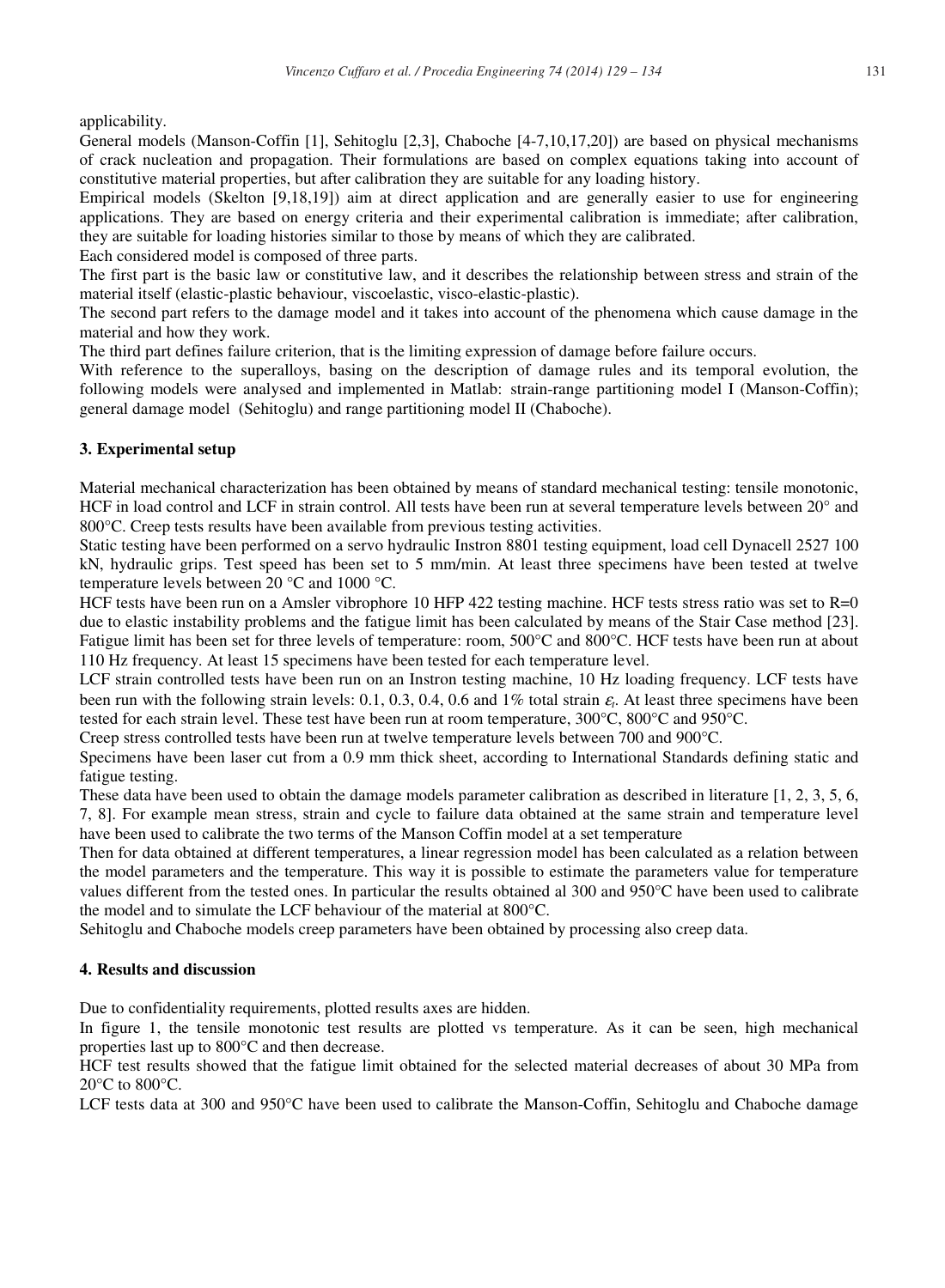applicability.

General models (Manson-Coffin [1], Sehitoglu [2,3], Chaboche [4-7,10,17,20]) are based on physical mechanisms of crack nucleation and propagation. Their formulations are based on complex equations taking into account of constitutive material properties, but after calibration they are suitable for any loading history.

Empirical models (Skelton [9,18,19]) aim at direct application and are generally easier to use for engineering applications. They are based on energy criteria and their experimental calibration is immediate; after calibration, they are suitable for loading histories similar to those by means of which they are calibrated.

Each considered model is composed of three parts.

The first part is the basic law or constitutive law, and it describes the relationship between stress and strain of the material itself (elastic-plastic behaviour, viscoelastic, visco-elastic-plastic).

The second part refers to the damage model and it takes into account of the phenomena which cause damage in the material and how they work.

The third part defines failure criterion, that is the limiting expression of damage before failure occurs.

With reference to the superalloys, basing on the description of damage rules and its temporal evolution, the following models were analysed and implemented in Matlab: strain-range partitioning model I (Manson-Coffin); general damage model (Sehitoglu) and range partitioning model II (Chaboche).

## 3. Experimental setup

Material mechanical characterization has been obtained by means of standard mechanical testing: tensile monotonic, HCF in load control and LCF in strain control. All tests have been run at several temperature levels between 20° and 800°C. Creep tests results have been available from previous testing activities.

Static testing have been performed on a servo hydraulic Instron 8801 testing equipment, load cell Dynacell 2527 100 kN, hydraulic grips. Test speed has been set to 5 mm/min. At least three specimens have been tested at twelve temperature levels between 20 °C and 1000 °C.

HCF tests have been run on a Amsler vibrophore 10 HFP 422 testing machine. HCF tests stress ratio was set to R=0 due to elastic instability problems and the fatigue limit has been calculated by means of the Stair Case method [23]. Fatigue limit has been set for three levels of temperature: room, 500°C and 800°C. HCF tests have been run at about 110 Hz frequency. At least 15 specimens have been tested for each temperature level.

LCF strain controlled tests have been run on an Instron testing machine, 10 Hz loading frequency. LCF tests have been run with the following strain levels: 0.1, 0.3, 0.4, 0.6 and 1% total strain $\varepsilon_t$. At least three specimens have been tested for each strain level. These test have been run at room temperature, 300°C, 800°C and 950°C.

Creep stress controlled tests have been run at twelve temperature levels between 700 and 900°C.

Specimens have been laser cut from a 0.9 mm thick sheet, according to International Standards defining static and fatigue testing.

These data have been used to obtain the damage models parameter calibration as described in literature [1, 2, 3, 5, 6, 7, 8]. For example mean stress, strain and cycle to failure data obtained at the same strain and temperature level have been used to calibrate the two terms of the Manson Coffin model at a set temperature

Then for data obtained at different temperatures, a linear regression model has been calculated as a relation between the model parameters and the temperature. This way it is possible to estimate the parameters value for temperature values different from the tested ones. In particular the results obtained al 300 and 950°C have been used to calibrate the model and to simulate the LCF behaviour of the material at 800°C.

Sehitoglu and Chaboche models creep parameters have been obtained by processing also creep data.

## 4. Results and discussion

Due to confidentiality requirements, plotted results axes are hidden.

In figure 1, the tensile monotonic test results are plotted vs temperature. As it can be seen, high mechanical properties last up to 800°C and then decrease.

HCF test results showed that the fatigue limit obtained for the selected material decreases of about 30 MPa from 20°C to 800°C.

LCF tests data at 300 and 950°C have been used to calibrate the Manson-Coffin, Sehitoglu and Chaboche damage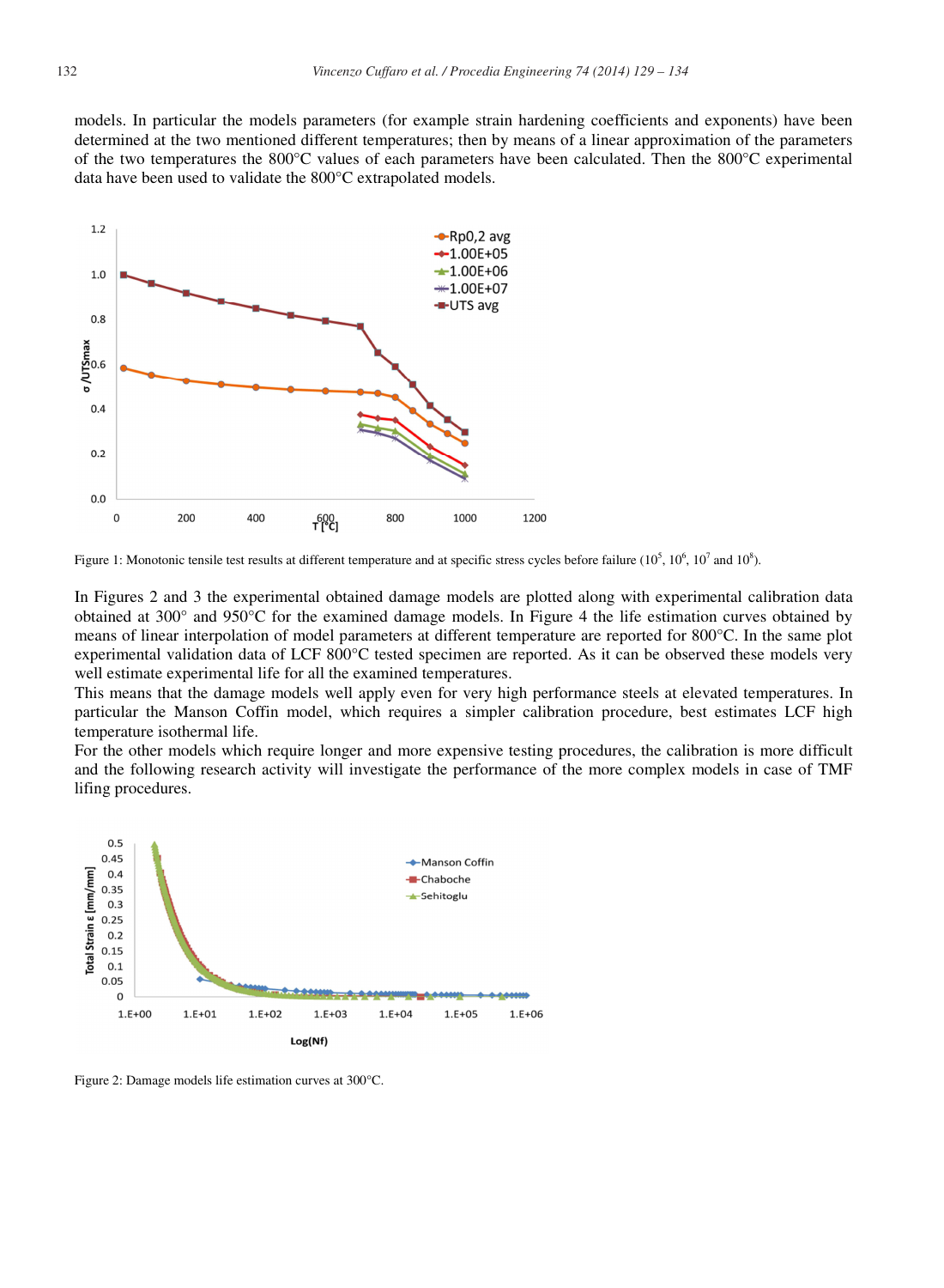models. In particular the models parameters (for example strain hardening coefficients and exponents) have been determined at the two mentioned different temperatures; then by means of a linear approximation of the parameters of the two temperatures the 800°C values of each parameters have been calculated. Then the 800°C experimental data have been used to validate the 800°C extrapolated models.

Figure 1: Monotonic tensile test results at different temperature and at specific stress cycles before failure ($10^5$, $10^6$, $10^7$ and $10^8$).

In Figures 2 and 3 the experimental obtained damage models are plotted along with experimental calibration data obtained at 300° and 950°C for the examined damage models. In Figure 4 the life estimation curves obtained by means of linear interpolation of model parameters at different temperature are reported for 800°C. In the same plot experimental validation data of LCF 800°C tested specimen are reported. As it can be observed these models very well estimate experimental life for all the examined temperatures.

This means that the damage models well apply even for very high performance steels at elevated temperatures. In particular the Manson Coffin model, which requires a simpler calibration procedure, best estimates LCF high temperature isothermal life.

For the other models which require longer and more expensive testing procedures, the calibration is more difficult and the following research activity will investigate the performance of the more complex models in case of TMF lifing procedures.

Figure 2: Damage models life estimation curves at 300°C.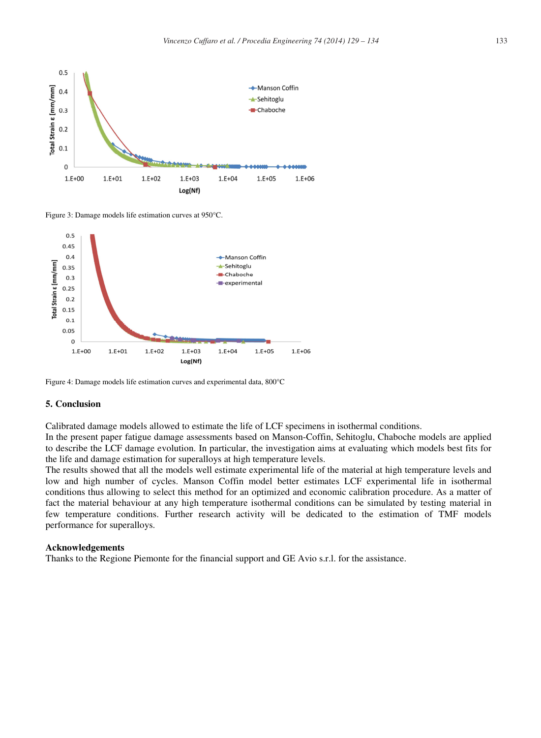Figure 3: Damage models life estimation curves at 950°C.

Figure 4: Damage models life estimation curves and experimental data, 800°C

## 5. Conclusion

Calibrated damage models allowed to estimate the life of LCF specimens in isothermal conditions.
In the present paper fatigue damage assessments based on Manson-Coffin, Sehitoglu, Chaboche models are applied to describe the LCF damage evolution. In particular, the investigation aims at evaluating which models best fits for the life and damage estimation for superalloys at high temperature levels.
The results showed that all the models well estimate experimental life of the material at high temperature levels and low and high number of cycles. Manson Coffin model better estimates LCF experimental life in isothermal conditions thus allowing to select this method for an optimized and economic calibration procedure. As a matter of fact the material behaviour at any high temperature isothermal conditions can be simulated by testing material in few temperature conditions. Further research activity will be dedicated to the estimation of TMF models performance for superalloys.

### Acknowledgements

Thanks to the Regione Piemonte for the financial support and GE Avio s.r.l. for the assistance.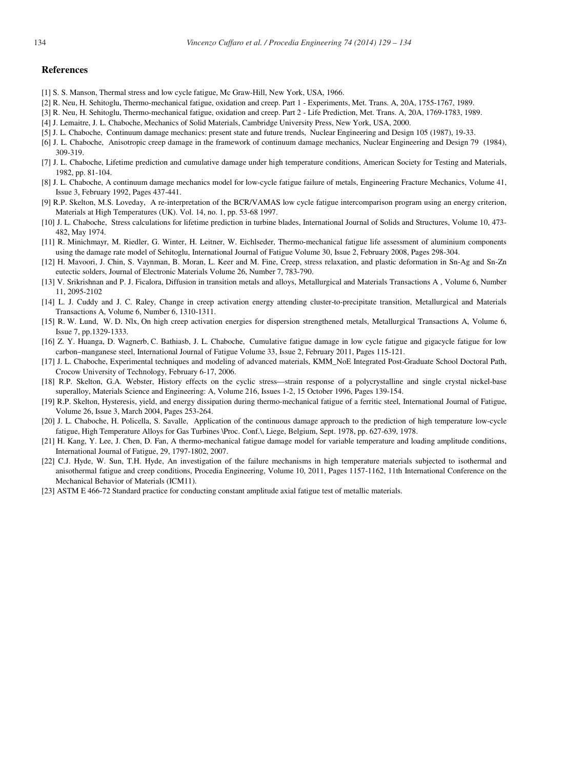## References

[1] S. S. Manson, Thermal stress and low cycle fatigue, Mc Graw-Hill, New York, USA, 1966.

[2] R. Neu, H. Sehitoglu, Thermo-mechanical fatigue, oxidation and creep. Part 1 - Experiments, Met. Trans. A, 20A, 1755-1767, 1989.

[3] R. Neu, H. Sehitoglu, Thermo-mechanical fatigue, oxidation and creep. Part 2 - Life Prediction, Met. Trans. A, 20A, 1769-1783, 1989.

[4] J. Lemaitre, J. L. Chaboche, Mechanics of Solid Materials, Cambridge University Press, New York, USA, 2000.

[5] J. L. Chaboche, Continuum damage mechanics: present state and future trends, Nuclear Engineering and Design 105 (1987), 19-33.

[6] J. L. Chaboche, Anisotropic creep damage in the framework of continuum damage mechanics, Nuclear Engineering and Design 79 (1984), 309-319.

[7] J. L. Chaboche, Lifetime prediction and cumulative damage under high temperature conditions, American Society for Testing and Materials, 1982, pp. 81-104.

[8] J. L. Chaboche, A continuum damage mechanics model for low-cycle fatigue failure of metals, Engineering Fracture Mechanics, Volume 41, Issue 3, February 1992, Pages 437-441.

[9] R.P. Skelton, M.S. Loveday, A re-interpretation of the BCR/VAMAS low cycle fatigue intercomparison program using an energy criterion, Materials at High Temperatures (UK). Vol. 14, no. 1, pp. 53-68 1997.

[10] J. L. Chaboche, Stress calculations for lifetime prediction in turbine blades, International Journal of Solids and Structures, Volume 10, 473-482, May 1974.

[11] R. Minichmayr, M. Riedler, G. Winter, H. Leitner, W. Eichlseder, Thermo-mechanical fatigue life assessment of aluminium components using the damage rate model of Sehitoglu, International Journal of Fatigue Volume 30, Issue 2, February 2008, Pages 298-304.

[12] H. Mavoori, J. Chin, S. Vaynman, B. Moran, L. Keer and M. Fine, Creep, stress relaxation, and plastic deformation in Sn-Ag and Sn-Zn eutectic solders, Journal of Electronic Materials Volume 26, Number 7, 783-790.

[13] V. Srikrishnan and P. J. Ficalora, Diffusion in transition metals and alloys, Metallurgical and Materials Transactions A , Volume 6, Number 11, 2095-2102

[14] L. J. Cuddy and J. C. Raley, Change in creep activation energy attending cluster-to-precipitate transition, Metallurgical and Materials Transactions A, Volume 6, Number 6, 1310-1311.

[15] R. W. Lund, W. D. Nlx, On high creep activation energies for dispersion strengthened metals, Metallurgical Transactions A, Volume 6, Issue 7, pp.1329-1333.

[16] Z. Y. Huanga, D. Wagnerb, C. Bathiasb, J. L. Chaboche, Cumulative fatigue damage in low cycle fatigue and gigacycle fatigue for low carbon–manganese steel, International Journal of Fatigue Volume 33, Issue 2, February 2011, Pages 115-121.

[17] J. L. Chaboche, Experimental techniques and modeling of advanced materials, KMM_NoE Integrated Post-Graduate School Doctoral Path, Crocow University of Technology, February 6-17, 2006.

[18] R.P. Skelton, G.A. Webster, History effects on the cyclic stress—strain response of a polycrystalline and single crystal nickel-base superalloy, Materials Science and Engineering: A, Volume 216, Issues 1-2, 15 October 1996, Pages 139-154.

[19] R.P. Skelton, Hysteresis, yield, and energy dissipation during thermo-mechanical fatigue of a ferritic steel, International Journal of Fatigue, Volume 26, Issue 3, March 2004, Pages 253-264.

[20] J. L. Chaboche, H. Policella, S. Savalle, Application of the continuous damage approach to the prediction of high temperature low-cycle fatigue, High Temperature Alloys for Gas Turbines \Proc. Conf.\, Liege, Belgium, Sept. 1978, pp. 627-639, 1978.

[21] H. Kang, Y. Lee, J. Chen, D. Fan, A thermo-mechanical fatigue damage model for variable temperature and loading amplitude conditions, International Journal of Fatigue, 29, 1797-1802, 2007.

[22] C.J. Hyde, W. Sun, T.H. Hyde, An investigation of the failure mechanisms in high temperature materials subjected to isothermal and anisothermal fatigue and creep conditions, Procedia Engineering, Volume 10, 2011, Pages 1157-1162, 11th International Conference on the Mechanical Behavior of Materials (ICM11).

[23] ASTM E 466-72 Standard practice for conducting constant amplitude axial fatigue test of metallic materials.